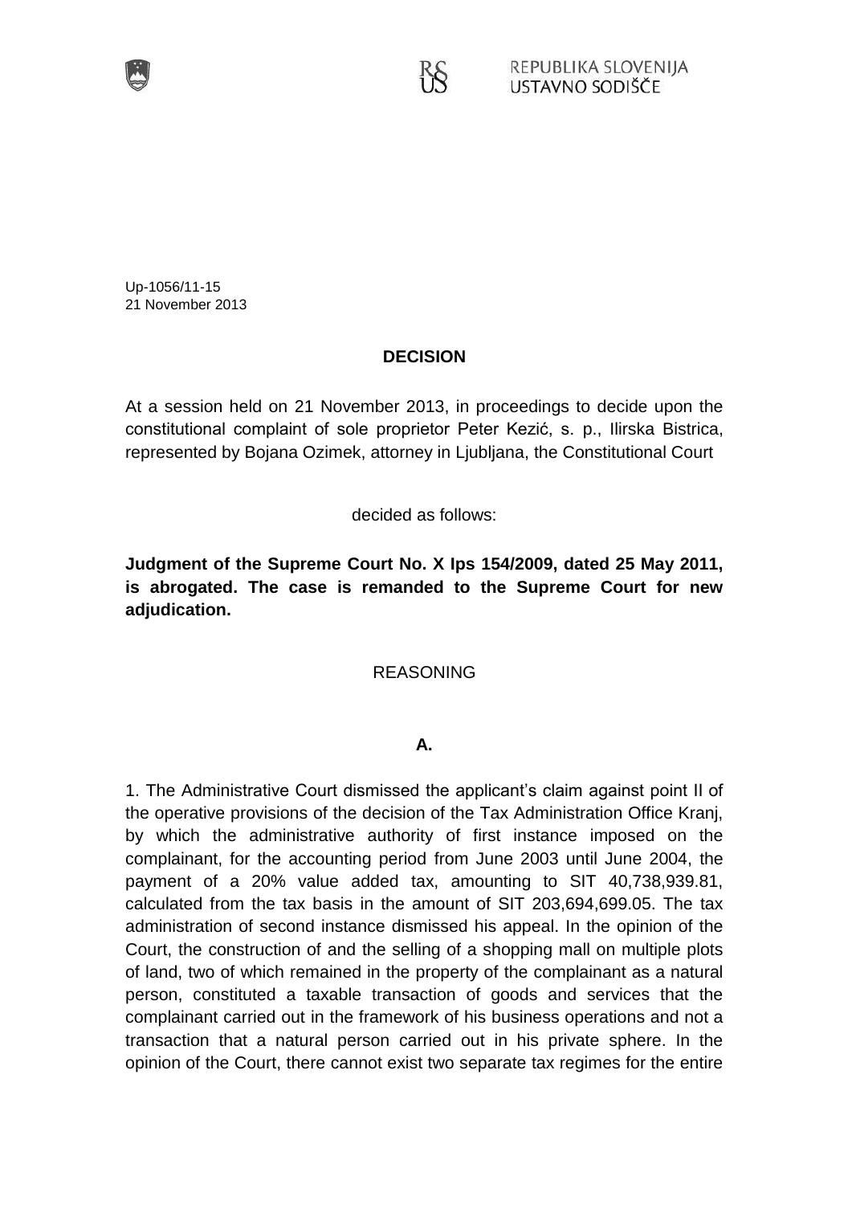REPUBLIKA SLOVENIJA
USTAVNO SODIŠČE

Up-1056/11-15
21 November 2013

## DECISION

At a session held on 21 November 2013, in proceedings to decide upon the constitutional complaint of sole proprietor Peter Kezić, s. p., Ilirska Bistrica, represented by Bojana Ozimek, attorney in Ljubljana, the Constitutional Court

decided as follows:

**Judgment of the Supreme Court No. X Ips 154/2009, dated 25 May 2011, is abrogated. The case is remanded to the Supreme Court for new adjudication.**

## REASONING

### A.

1. The Administrative Court dismissed the applicant's claim against point II of the operative provisions of the decision of the Tax Administration Office Kranj, by which the administrative authority of first instance imposed on the complainant, for the accounting period from June 2003 until June 2004, the payment of a 20% value added tax, amounting to SIT 40,738,939.81, calculated from the tax basis in the amount of SIT 203,694,699.05. The tax administration of second instance dismissed his appeal. In the opinion of the Court, the construction of and the selling of a shopping mall on multiple plots of land, two of which remained in the property of the complainant as a natural person, constituted a taxable transaction of goods and services that the complainant carried out in the framework of his business operations and not a transaction that a natural person carried out in his private sphere. In the opinion of the Court, there cannot exist two separate tax regimes for the entire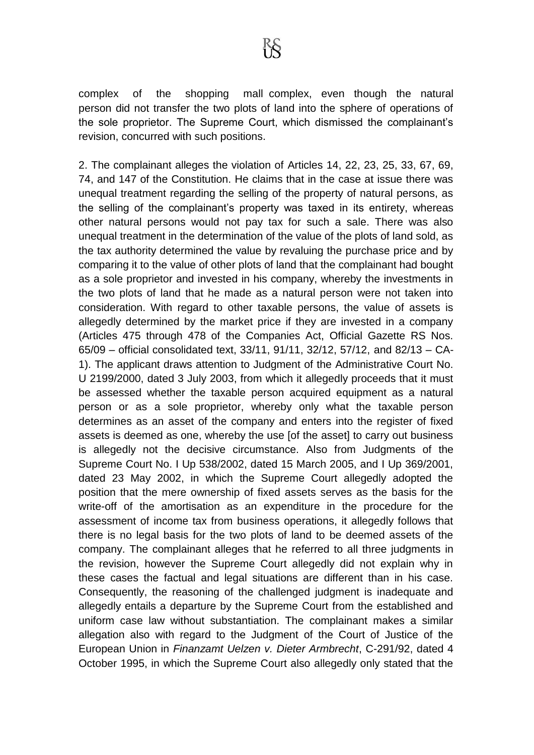complex of the shopping mall complex, even though the natural person did not transfer the two plots of land into the sphere of operations of the sole proprietor. The Supreme Court, which dismissed the complainant's revision, concurred with such positions.

2. The complainant alleges the violation of Articles 14, 22, 23, 25, 33, 67, 69, 74, and 147 of the Constitution. He claims that in the case at issue there was unequal treatment regarding the selling of the property of natural persons, as the selling of the complainant's property was taxed in its entirety, whereas other natural persons would not pay tax for such a sale. There was also unequal treatment in the determination of the value of the plots of land sold, as the tax authority determined the value by revaluing the purchase price and by comparing it to the value of other plots of land that the complainant had bought as a sole proprietor and invested in his company, whereby the investments in the two plots of land that he made as a natural person were not taken into consideration. With regard to other taxable persons, the value of assets is allegedly determined by the market price if they are invested in a company (Articles 475 through 478 of the Companies Act, Official Gazette RS Nos. 65/09 – official consolidated text, 33/11, 91/11, 32/12, 57/12, and 82/13 – CA-1). The applicant draws attention to Judgment of the Administrative Court No. U 2199/2000, dated 3 July 2003, from which it allegedly proceeds that it must be assessed whether the taxable person acquired equipment as a natural person or as a sole proprietor, whereby only what the taxable person determines as an asset of the company and enters into the register of fixed assets is deemed as one, whereby the use [of the asset] to carry out business is allegedly not the decisive circumstance. Also from Judgments of the Supreme Court No. I Up 538/2002, dated 15 March 2005, and I Up 369/2001, dated 23 May 2002, in which the Supreme Court allegedly adopted the position that the mere ownership of fixed assets serves as the basis for the write-off of the amortisation as an expenditure in the procedure for the assessment of income tax from business operations, it allegedly follows that there is no legal basis for the two plots of land to be deemed assets of the company. The complainant alleges that he referred to all three judgments in the revision, however the Supreme Court allegedly did not explain why in these cases the factual and legal situations are different than in his case. Consequently, the reasoning of the challenged judgment is inadequate and allegedly entails a departure by the Supreme Court from the established and uniform case law without substantiation. The complainant makes a similar allegation also with regard to the Judgment of the Court of Justice of the European Union in *Finanzamt Uelzen v. Dieter Armbrecht*, C-291/92, dated 4 October 1995, in which the Supreme Court also allegedly only stated that the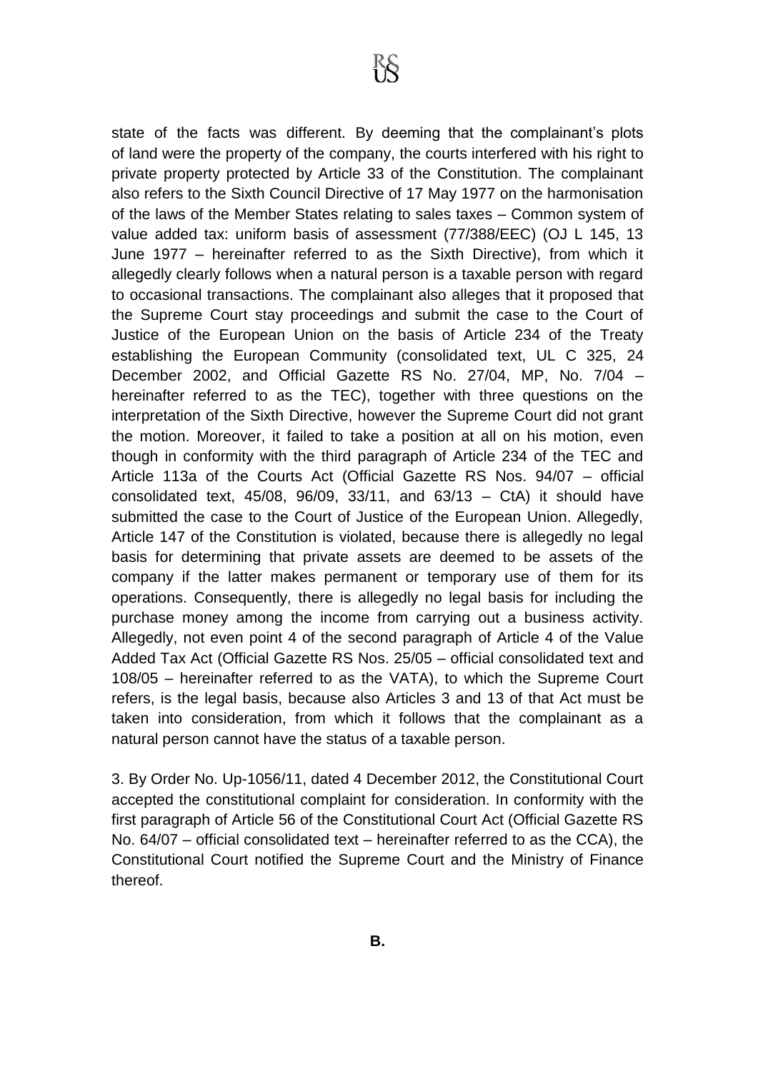state of the facts was different. By deeming that the complainant's plots of land were the property of the company, the courts interfered with his right to private property protected by Article 33 of the Constitution. The complainant also refers to the Sixth Council Directive of 17 May 1977 on the harmonisation of the laws of the Member States relating to sales taxes – Common system of value added tax: uniform basis of assessment (77/388/EEC) (OJ L 145, 13 June 1977 – hereinafter referred to as the Sixth Directive), from which it allegedly clearly follows when a natural person is a taxable person with regard to occasional transactions. The complainant also alleges that it proposed that the Supreme Court stay proceedings and submit the case to the Court of Justice of the European Union on the basis of Article 234 of the Treaty establishing the European Community (consolidated text, UL C 325, 24 December 2002, and Official Gazette RS No. 27/04, MP, No. 7/04 – hereinafter referred to as the TEC), together with three questions on the interpretation of the Sixth Directive, however the Supreme Court did not grant the motion. Moreover, it failed to take a position at all on his motion, even though in conformity with the third paragraph of Article 234 of the TEC and Article 113a of the Courts Act (Official Gazette RS Nos. 94/07 – official consolidated text, 45/08, 96/09, 33/11, and 63/13 – CtA) it should have submitted the case to the Court of Justice of the European Union. Allegedly, Article 147 of the Constitution is violated, because there is allegedly no legal basis for determining that private assets are deemed to be assets of the company if the latter makes permanent or temporary use of them for its operations. Consequently, there is allegedly no legal basis for including the purchase money among the income from carrying out a business activity. Allegedly, not even point 4 of the second paragraph of Article 4 of the Value Added Tax Act (Official Gazette RS Nos. 25/05 – official consolidated text and 108/05 – hereinafter referred to as the VATA), to which the Supreme Court refers, is the legal basis, because also Articles 3 and 13 of that Act must be taken into consideration, from which it follows that the complainant as a natural person cannot have the status of a taxable person.

3. By Order No. Up-1056/11, dated 4 December 2012, the Constitutional Court accepted the constitutional complaint for consideration. In conformity with the first paragraph of Article 56 of the Constitutional Court Act (Official Gazette RS No. 64/07 – official consolidated text – hereinafter referred to as the CCA), the Constitutional Court notified the Supreme Court and the Ministry of Finance thereof.

**B.**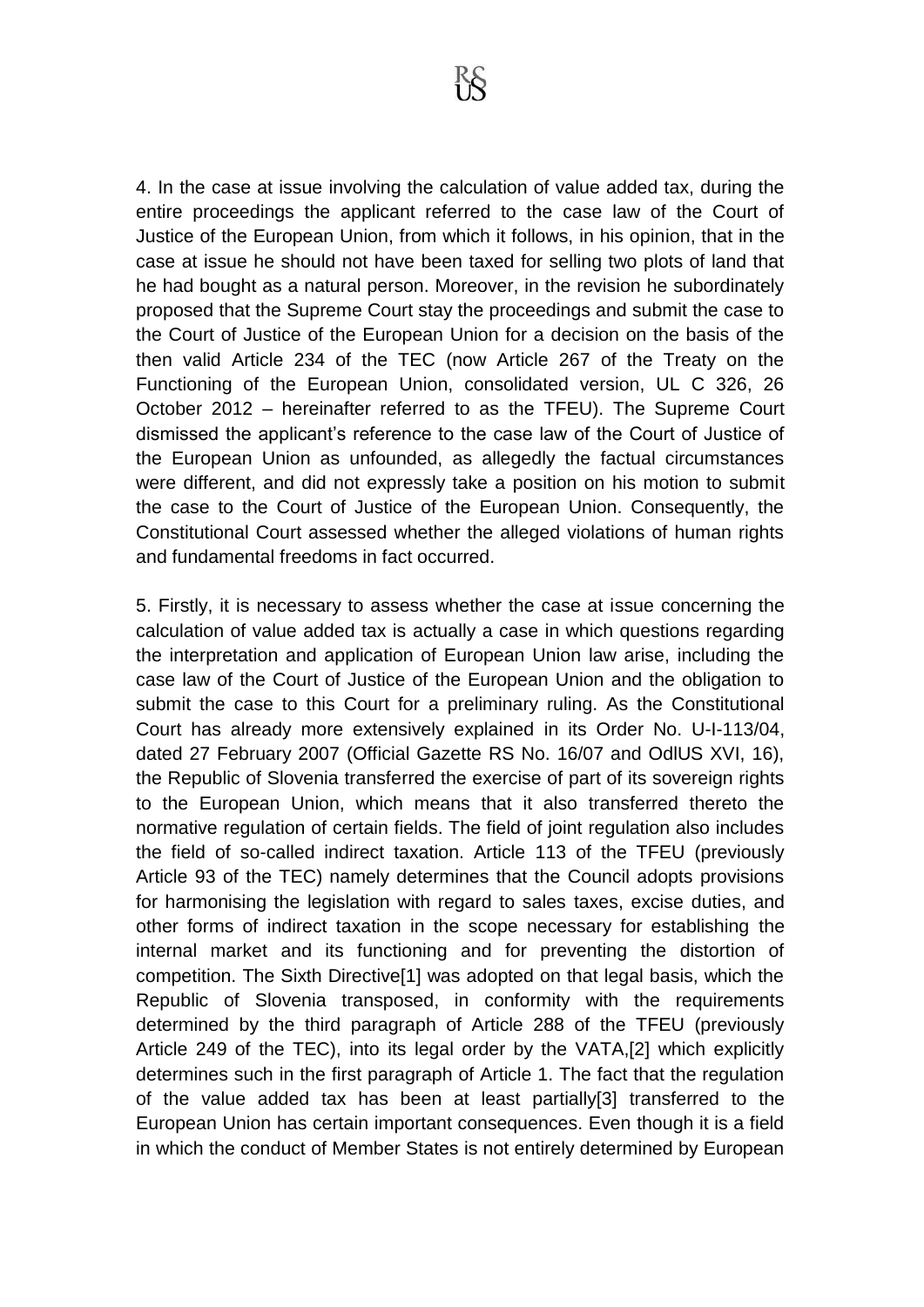4. In the case at issue involving the calculation of value added tax, during the entire proceedings the applicant referred to the case law of the Court of Justice of the European Union, from which it follows, in his opinion, that in the case at issue he should not have been taxed for selling two plots of land that he had bought as a natural person. Moreover, in the revision he subordinately proposed that the Supreme Court stay the proceedings and submit the case to the Court of Justice of the European Union for a decision on the basis of the then valid Article 234 of the TEC (now Article 267 of the Treaty on the Functioning of the European Union, consolidated version, UL C 326, 26 October 2012 – hereinafter referred to as the TFEU). The Supreme Court dismissed the applicant's reference to the case law of the Court of Justice of the European Union as unfounded, as allegedly the factual circumstances were different, and did not expressly take a position on his motion to submit the case to the Court of Justice of the European Union. Consequently, the Constitutional Court assessed whether the alleged violations of human rights and fundamental freedoms in fact occurred.

5. Firstly, it is necessary to assess whether the case at issue concerning the calculation of value added tax is actually a case in which questions regarding the interpretation and application of European Union law arise, including the case law of the Court of Justice of the European Union and the obligation to submit the case to this Court for a preliminary ruling. As the Constitutional Court has already more extensively explained in its Order No. U-I-113/04, dated 27 February 2007 (Official Gazette RS No. 16/07 and OdlUS XVI, 16), the Republic of Slovenia transferred the exercise of part of its sovereign rights to the European Union, which means that it also transferred thereto the normative regulation of certain fields. The field of joint regulation also includes the field of so-called indirect taxation. Article 113 of the TFEU (previously Article 93 of the TEC) namely determines that the Council adopts provisions for harmonising the legislation with regard to sales taxes, excise duties, and other forms of indirect taxation in the scope necessary for establishing the internal market and its functioning and for preventing the distortion of competition. The Sixth Directive[1] was adopted on that legal basis, which the Republic of Slovenia transposed, in conformity with the requirements determined by the third paragraph of Article 288 of the TFEU (previously Article 249 of the TEC), into its legal order by the VATA,[2] which explicitly determines such in the first paragraph of Article 1. The fact that the regulation of the value added tax has been at least partially[3] transferred to the European Union has certain important consequences. Even though it is a field in which the conduct of Member States is not entirely determined by European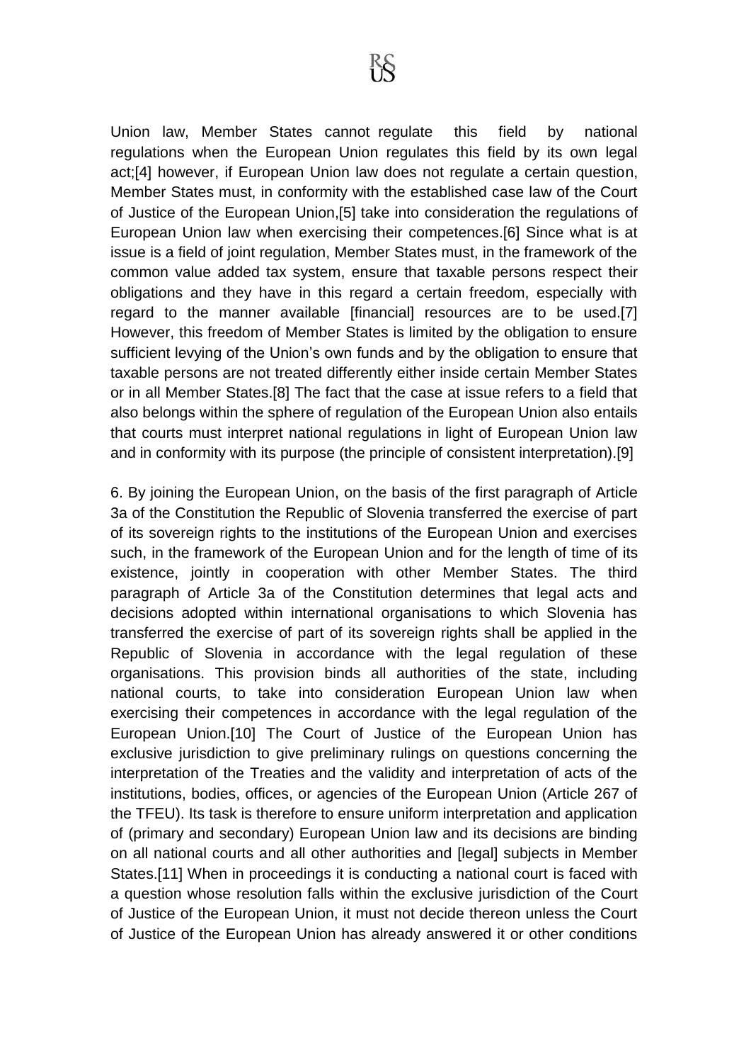Union law, Member States cannot regulate this field by national regulations when the European Union regulates this field by its own legal act;[4] however, if European Union law does not regulate a certain question, Member States must, in conformity with the established case law of the Court of Justice of the European Union,[5] take into consideration the regulations of European Union law when exercising their competences.[6] Since what is at issue is a field of joint regulation, Member States must, in the framework of the common value added tax system, ensure that taxable persons respect their obligations and they have in this regard a certain freedom, especially with regard to the manner available [financial] resources are to be used.[7] However, this freedom of Member States is limited by the obligation to ensure sufficient levying of the Union's own funds and by the obligation to ensure that taxable persons are not treated differently either inside certain Member States or in all Member States.[8] The fact that the case at issue refers to a field that also belongs within the sphere of regulation of the European Union also entails that courts must interpret national regulations in light of European Union law and in conformity with its purpose (the principle of consistent interpretation).[9]

6. By joining the European Union, on the basis of the first paragraph of Article 3a of the Constitution the Republic of Slovenia transferred the exercise of part of its sovereign rights to the institutions of the European Union and exercises such, in the framework of the European Union and for the length of time of its existence, jointly in cooperation with other Member States. The third paragraph of Article 3a of the Constitution determines that legal acts and decisions adopted within international organisations to which Slovenia has transferred the exercise of part of its sovereign rights shall be applied in the Republic of Slovenia in accordance with the legal regulation of these organisations. This provision binds all authorities of the state, including national courts, to take into consideration European Union law when exercising their competences in accordance with the legal regulation of the European Union.[10] The Court of Justice of the European Union has exclusive jurisdiction to give preliminary rulings on questions concerning the interpretation of the Treaties and the validity and interpretation of acts of the institutions, bodies, offices, or agencies of the European Union (Article 267 of the TFEU). Its task is therefore to ensure uniform interpretation and application of (primary and secondary) European Union law and its decisions are binding on all national courts and all other authorities and [legal] subjects in Member States.[11] When in proceedings it is conducting a national court is faced with a question whose resolution falls within the exclusive jurisdiction of the Court of Justice of the European Union, it must not decide thereon unless the Court of Justice of the European Union has already answered it or other conditions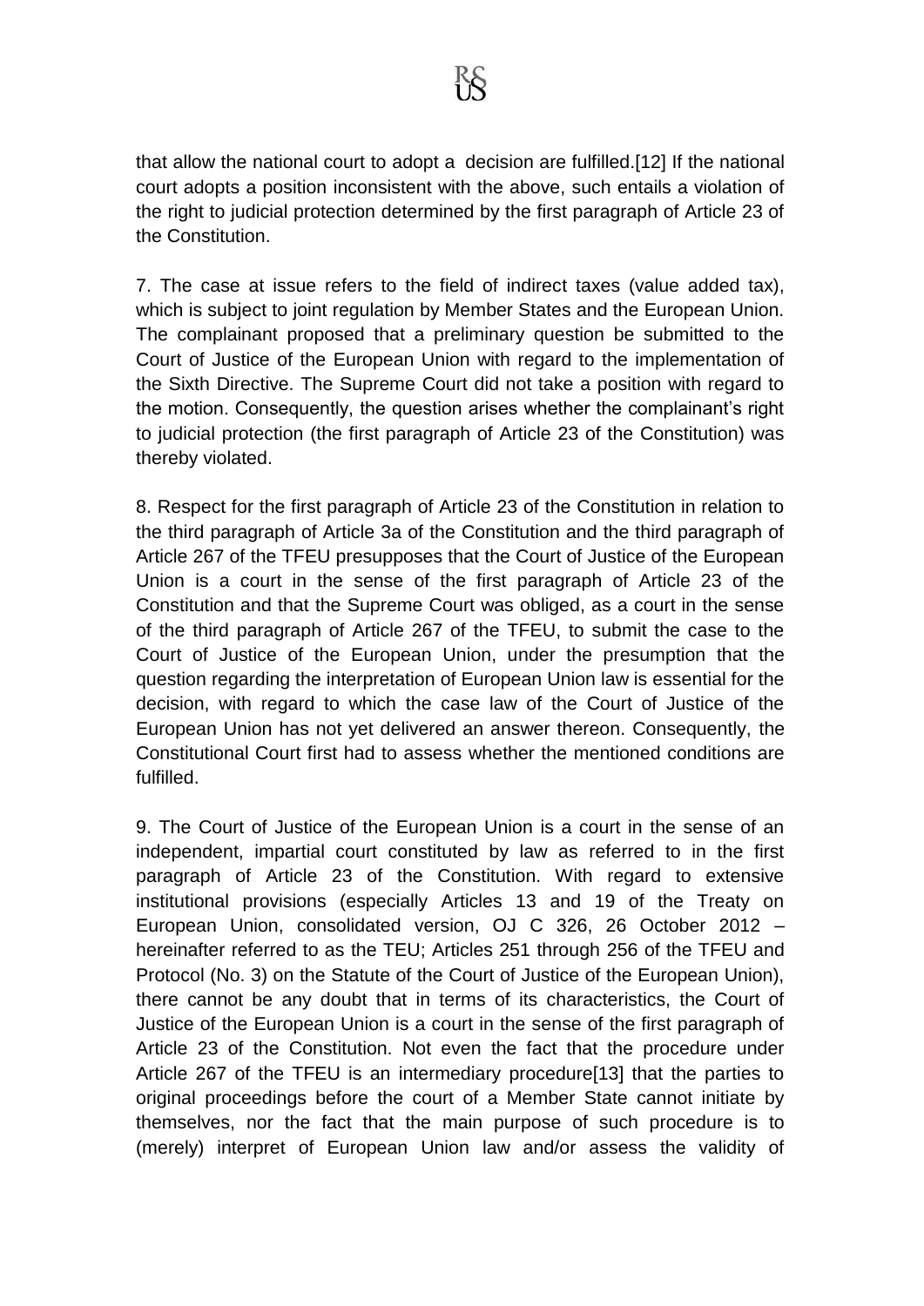that allow the national court to adopt a decision are fulfilled.[12] If the national court adopts a position inconsistent with the above, such entails a violation of the right to judicial protection determined by the first paragraph of Article 23 of the Constitution.

7. The case at issue refers to the field of indirect taxes (value added tax), which is subject to joint regulation by Member States and the European Union. The complainant proposed that a preliminary question be submitted to the Court of Justice of the European Union with regard to the implementation of the Sixth Directive. The Supreme Court did not take a position with regard to the motion. Consequently, the question arises whether the complainant's right to judicial protection (the first paragraph of Article 23 of the Constitution) was thereby violated.

8. Respect for the first paragraph of Article 23 of the Constitution in relation to the third paragraph of Article 3a of the Constitution and the third paragraph of Article 267 of the TFEU presupposes that the Court of Justice of the European Union is a court in the sense of the first paragraph of Article 23 of the Constitution and that the Supreme Court was obliged, as a court in the sense of the third paragraph of Article 267 of the TFEU, to submit the case to the Court of Justice of the European Union, under the presumption that the question regarding the interpretation of European Union law is essential for the decision, with regard to which the case law of the Court of Justice of the European Union has not yet delivered an answer thereon. Consequently, the Constitutional Court first had to assess whether the mentioned conditions are fulfilled.

9. The Court of Justice of the European Union is a court in the sense of an independent, impartial court constituted by law as referred to in the first paragraph of Article 23 of the Constitution. With regard to extensive institutional provisions (especially Articles 13 and 19 of the Treaty on European Union, consolidated version, OJ C 326, 26 October 2012 – hereinafter referred to as the TEU; Articles 251 through 256 of the TFEU and Protocol (No. 3) on the Statute of the Court of Justice of the European Union), there cannot be any doubt that in terms of its characteristics, the Court of Justice of the European Union is a court in the sense of the first paragraph of Article 23 of the Constitution. Not even the fact that the procedure under Article 267 of the TFEU is an intermediary procedure[13] that the parties to original proceedings before the court of a Member State cannot initiate by themselves, nor the fact that the main purpose of such procedure is to (merely) interpret of European Union law and/or assess the validity of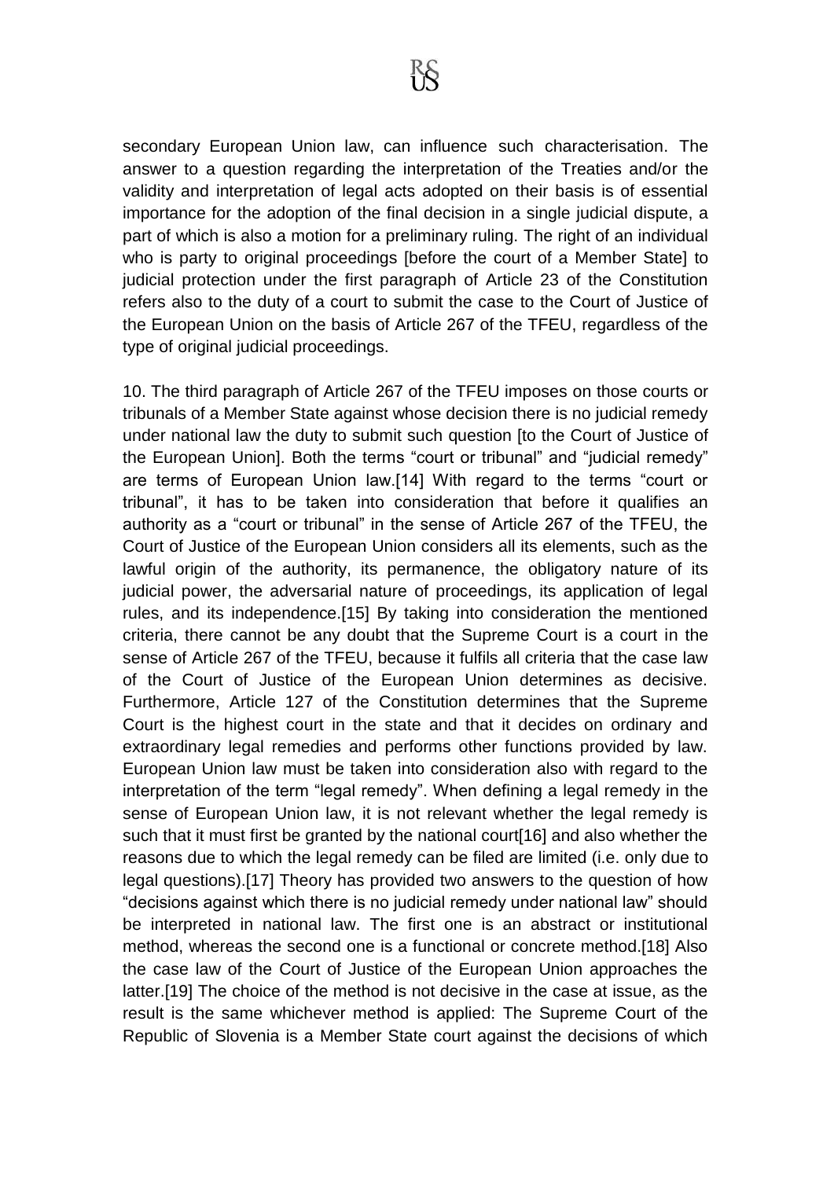secondary European Union law, can influence such characterisation. The answer to a question regarding the interpretation of the Treaties and/or the validity and interpretation of legal acts adopted on their basis is of essential importance for the adoption of the final decision in a single judicial dispute, a part of which is also a motion for a preliminary ruling. The right of an individual who is party to original proceedings [before the court of a Member State] to judicial protection under the first paragraph of Article 23 of the Constitution refers also to the duty of a court to submit the case to the Court of Justice of the European Union on the basis of Article 267 of the TFEU, regardless of the type of original judicial proceedings.

10. The third paragraph of Article 267 of the TFEU imposes on those courts or tribunals of a Member State against whose decision there is no judicial remedy under national law the duty to submit such question [to the Court of Justice of the European Union]. Both the terms "court or tribunal" and "judicial remedy" are terms of European Union law.[14] With regard to the terms "court or tribunal", it has to be taken into consideration that before it qualifies an authority as a "court or tribunal" in the sense of Article 267 of the TFEU, the Court of Justice of the European Union considers all its elements, such as the lawful origin of the authority, its permanence, the obligatory nature of its judicial power, the adversarial nature of proceedings, its application of legal rules, and its independence.[15] By taking into consideration the mentioned criteria, there cannot be any doubt that the Supreme Court is a court in the sense of Article 267 of the TFEU, because it fulfils all criteria that the case law of the Court of Justice of the European Union determines as decisive. Furthermore, Article 127 of the Constitution determines that the Supreme Court is the highest court in the state and that it decides on ordinary and extraordinary legal remedies and performs other functions provided by law. European Union law must be taken into consideration also with regard to the interpretation of the term "legal remedy". When defining a legal remedy in the sense of European Union law, it is not relevant whether the legal remedy is such that it must first be granted by the national court[16] and also whether the reasons due to which the legal remedy can be filed are limited (i.e. only due to legal questions).[17] Theory has provided two answers to the question of how "decisions against which there is no judicial remedy under national law" should be interpreted in national law. The first one is an abstract or institutional method, whereas the second one is a functional or concrete method.[18] Also the case law of the Court of Justice of the European Union approaches the latter.[19] The choice of the method is not decisive in the case at issue, as the result is the same whichever method is applied: The Supreme Court of the Republic of Slovenia is a Member State court against the decisions of which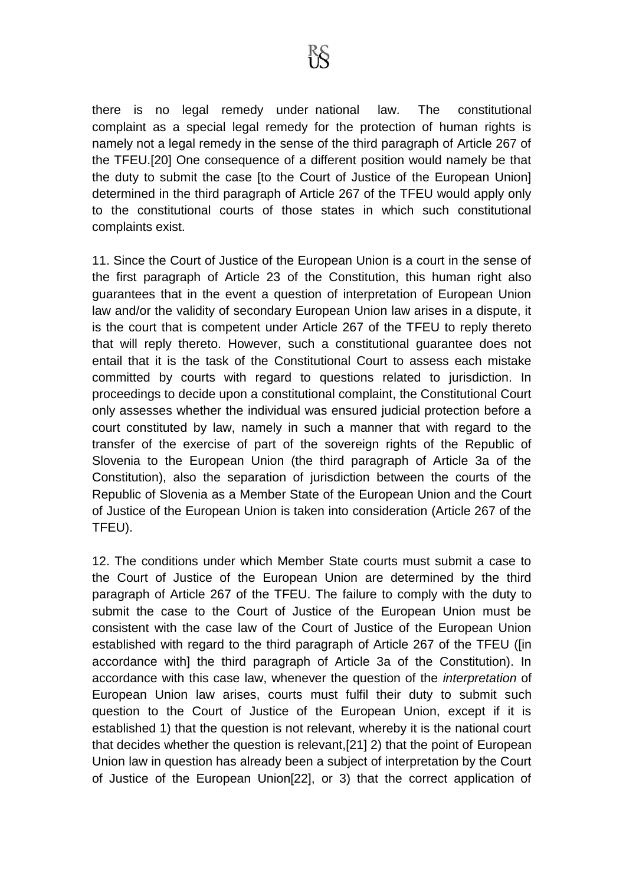there is no legal remedy under national law. The constitutional complaint as a special legal remedy for the protection of human rights is namely not a legal remedy in the sense of the third paragraph of Article 267 of the TFEU.[20] One consequence of a different position would namely be that the duty to submit the case [to the Court of Justice of the European Union] determined in the third paragraph of Article 267 of the TFEU would apply only to the constitutional courts of those states in which such constitutional complaints exist.

11. Since the Court of Justice of the European Union is a court in the sense of the first paragraph of Article 23 of the Constitution, this human right also guarantees that in the event a question of interpretation of European Union law and/or the validity of secondary European Union law arises in a dispute, it is the court that is competent under Article 267 of the TFEU to reply thereto that will reply thereto. However, such a constitutional guarantee does not entail that it is the task of the Constitutional Court to assess each mistake committed by courts with regard to questions related to jurisdiction. In proceedings to decide upon a constitutional complaint, the Constitutional Court only assesses whether the individual was ensured judicial protection before a court constituted by law, namely in such a manner that with regard to the transfer of the exercise of part of the sovereign rights of the Republic of Slovenia to the European Union (the third paragraph of Article 3a of the Constitution), also the separation of jurisdiction between the courts of the Republic of Slovenia as a Member State of the European Union and the Court of Justice of the European Union is taken into consideration (Article 267 of the TFEU).

12. The conditions under which Member State courts must submit a case to the Court of Justice of the European Union are determined by the third paragraph of Article 267 of the TFEU. The failure to comply with the duty to submit the case to the Court of Justice of the European Union must be consistent with the case law of the Court of Justice of the European Union established with regard to the third paragraph of Article 267 of the TFEU ([in accordance with] the third paragraph of Article 3a of the Constitution). In accordance with this case law, whenever the question of the *interpretation* of European Union law arises, courts must fulfil their duty to submit such question to the Court of Justice of the European Union, except if it is established 1) that the question is not relevant, whereby it is the national court that decides whether the question is relevant,[21] 2) that the point of European Union law in question has already been a subject of interpretation by the Court of Justice of the European Union[22], or 3) that the correct application of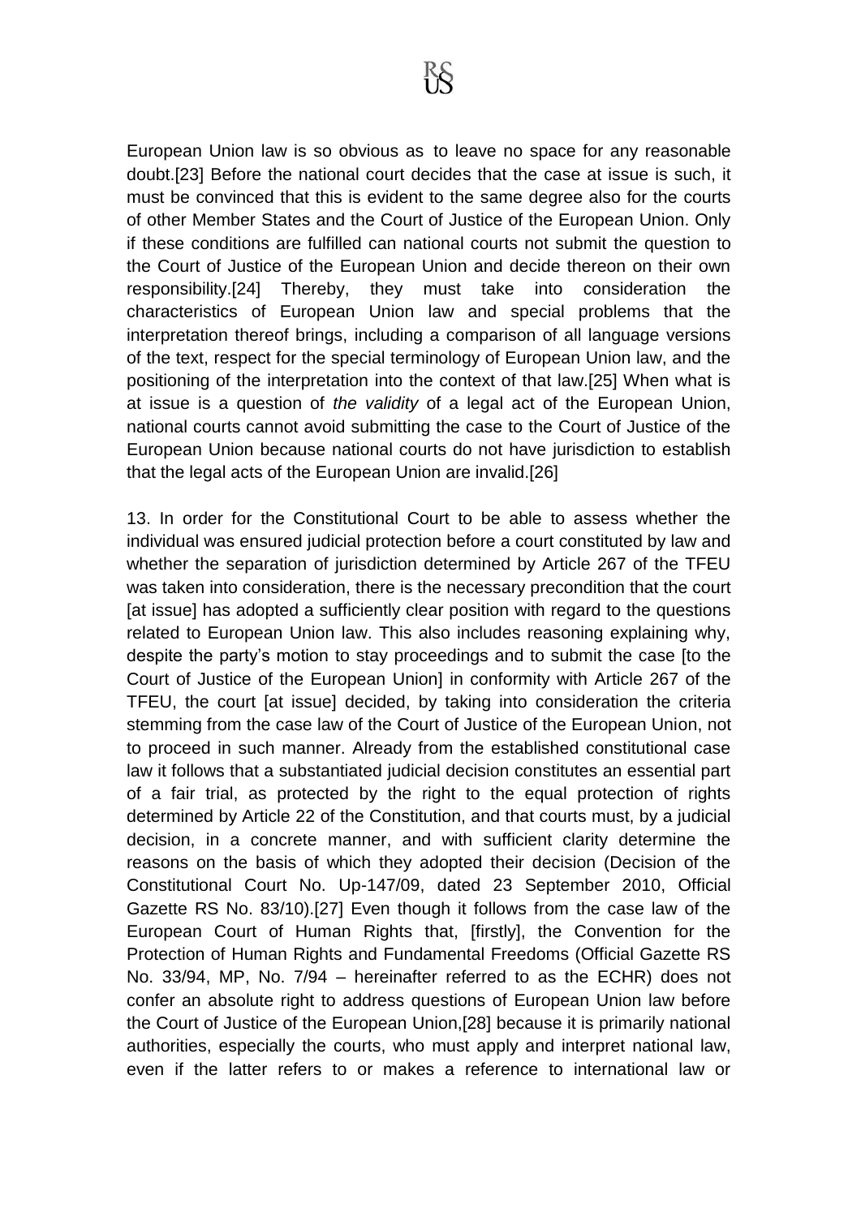European Union law is so obvious as to leave no space for any reasonable doubt.[23] Before the national court decides that the case at issue is such, it must be convinced that this is evident to the same degree also for the courts of other Member States and the Court of Justice of the European Union. Only if these conditions are fulfilled can national courts not submit the question to the Court of Justice of the European Union and decide thereon on their own responsibility.[24] Thereby, they must take into consideration the characteristics of European Union law and special problems that the interpretation thereof brings, including a comparison of all language versions of the text, respect for the special terminology of European Union law, and the positioning of the interpretation into the context of that law.[25] When what is at issue is a question of *the validity* of a legal act of the European Union, national courts cannot avoid submitting the case to the Court of Justice of the European Union because national courts do not have jurisdiction to establish that the legal acts of the European Union are invalid.[26]

13. In order for the Constitutional Court to be able to assess whether the individual was ensured judicial protection before a court constituted by law and whether the separation of jurisdiction determined by Article 267 of the TFEU was taken into consideration, there is the necessary precondition that the court [at issue] has adopted a sufficiently clear position with regard to the questions related to European Union law. This also includes reasoning explaining why, despite the party's motion to stay proceedings and to submit the case [to the Court of Justice of the European Union] in conformity with Article 267 of the TFEU, the court [at issue] decided, by taking into consideration the criteria stemming from the case law of the Court of Justice of the European Union, not to proceed in such manner. Already from the established constitutional case law it follows that a substantiated judicial decision constitutes an essential part of a fair trial, as protected by the right to the equal protection of rights determined by Article 22 of the Constitution, and that courts must, by a judicial decision, in a concrete manner, and with sufficient clarity determine the reasons on the basis of which they adopted their decision (Decision of the Constitutional Court No. Up-147/09, dated 23 September 2010, Official Gazette RS No. 83/10).[27] Even though it follows from the case law of the European Court of Human Rights that, [firstly], the Convention for the Protection of Human Rights and Fundamental Freedoms (Official Gazette RS No. 33/94, MP, No. 7/94 – hereinafter referred to as the ECHR) does not confer an absolute right to address questions of European Union law before the Court of Justice of the European Union,[28] because it is primarily national authorities, especially the courts, who must apply and interpret national law, even if the latter refers to or makes a reference to international law or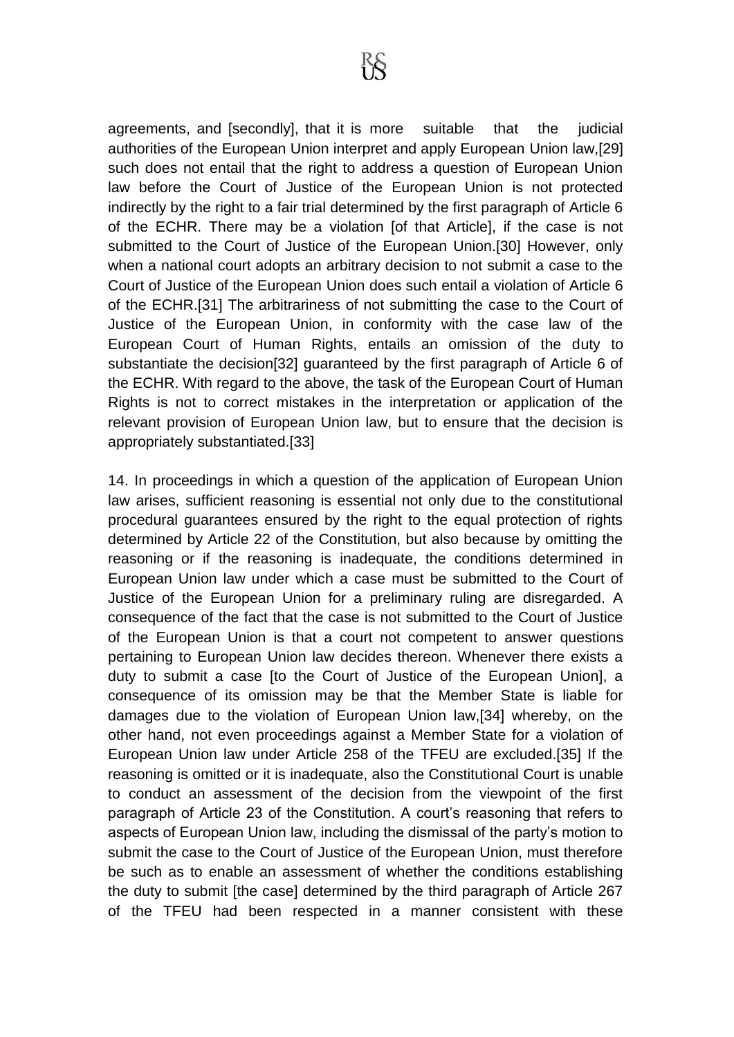agreements, and [secondly], that it is more suitable that the judicial authorities of the European Union interpret and apply European Union law,[29] such does not entail that the right to address a question of European Union law before the Court of Justice of the European Union is not protected indirectly by the right to a fair trial determined by the first paragraph of Article 6 of the ECHR. There may be a violation [of that Article], if the case is not submitted to the Court of Justice of the European Union.[30] However, only when a national court adopts an arbitrary decision to not submit a case to the Court of Justice of the European Union does such entail a violation of Article 6 of the ECHR.[31] The arbitrariness of not submitting the case to the Court of Justice of the European Union, in conformity with the case law of the European Court of Human Rights, entails an omission of the duty to substantiate the decision[32] guaranteed by the first paragraph of Article 6 of the ECHR. With regard to the above, the task of the European Court of Human Rights is not to correct mistakes in the interpretation or application of the relevant provision of European Union law, but to ensure that the decision is appropriately substantiated.[33]

14. In proceedings in which a question of the application of European Union law arises, sufficient reasoning is essential not only due to the constitutional procedural guarantees ensured by the right to the equal protection of rights determined by Article 22 of the Constitution, but also because by omitting the reasoning or if the reasoning is inadequate, the conditions determined in European Union law under which a case must be submitted to the Court of Justice of the European Union for a preliminary ruling are disregarded. A consequence of the fact that the case is not submitted to the Court of Justice of the European Union is that a court not competent to answer questions pertaining to European Union law decides thereon. Whenever there exists a duty to submit a case [to the Court of Justice of the European Union], a consequence of its omission may be that the Member State is liable for damages due to the violation of European Union law,[34] whereby, on the other hand, not even proceedings against a Member State for a violation of European Union law under Article 258 of the TFEU are excluded.[35] If the reasoning is omitted or it is inadequate, also the Constitutional Court is unable to conduct an assessment of the decision from the viewpoint of the first paragraph of Article 23 of the Constitution. A court's reasoning that refers to aspects of European Union law, including the dismissal of the party's motion to submit the case to the Court of Justice of the European Union, must therefore be such as to enable an assessment of whether the conditions establishing the duty to submit [the case] determined by the third paragraph of Article 267 of the TFEU had been respected in a manner consistent with these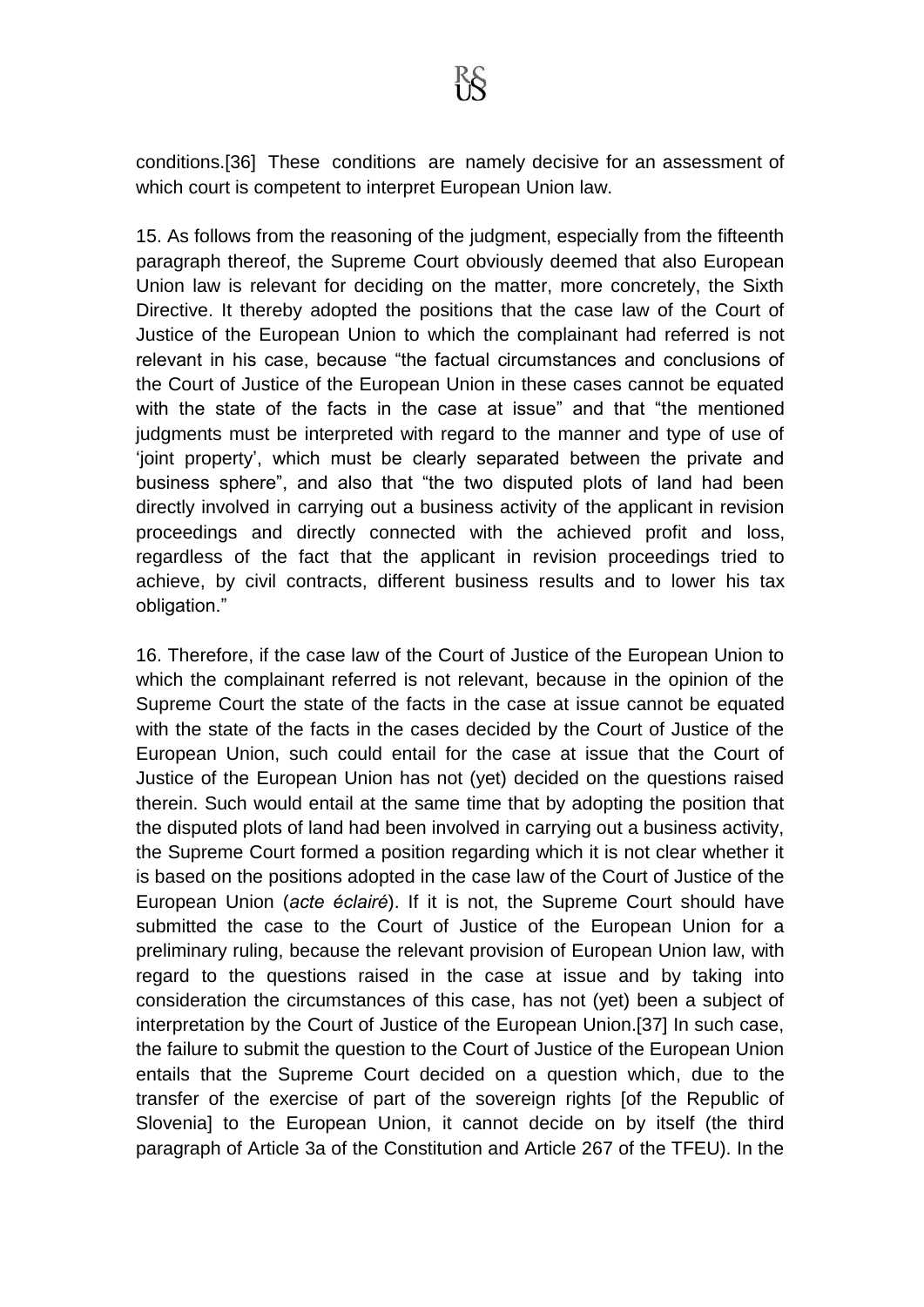conditions.[36] These conditions are namely decisive for an assessment of which court is competent to interpret European Union law.

15. As follows from the reasoning of the judgment, especially from the fifteenth paragraph thereof, the Supreme Court obviously deemed that also European Union law is relevant for deciding on the matter, more concretely, the Sixth Directive. It thereby adopted the positions that the case law of the Court of Justice of the European Union to which the complainant had referred is not relevant in his case, because "the factual circumstances and conclusions of the Court of Justice of the European Union in these cases cannot be equated with the state of the facts in the case at issue" and that "the mentioned judgments must be interpreted with regard to the manner and type of use of 'joint property', which must be clearly separated between the private and business sphere", and also that "the two disputed plots of land had been directly involved in carrying out a business activity of the applicant in revision proceedings and directly connected with the achieved profit and loss, regardless of the fact that the applicant in revision proceedings tried to achieve, by civil contracts, different business results and to lower his tax obligation."

16. Therefore, if the case law of the Court of Justice of the European Union to which the complainant referred is not relevant, because in the opinion of the Supreme Court the state of the facts in the case at issue cannot be equated with the state of the facts in the cases decided by the Court of Justice of the European Union, such could entail for the case at issue that the Court of Justice of the European Union has not (yet) decided on the questions raised therein. Such would entail at the same time that by adopting the position that the disputed plots of land had been involved in carrying out a business activity, the Supreme Court formed a position regarding which it is not clear whether it is based on the positions adopted in the case law of the Court of Justice of the European Union (*acte éclairé*). If it is not, the Supreme Court should have submitted the case to the Court of Justice of the European Union for a preliminary ruling, because the relevant provision of European Union law, with regard to the questions raised in the case at issue and by taking into consideration the circumstances of this case, has not (yet) been a subject of interpretation by the Court of Justice of the European Union.[37] In such case, the failure to submit the question to the Court of Justice of the European Union entails that the Supreme Court decided on a question which, due to the transfer of the exercise of part of the sovereign rights [of the Republic of Slovenia] to the European Union, it cannot decide on by itself (the third paragraph of Article 3a of the Constitution and Article 267 of the TFEU). In the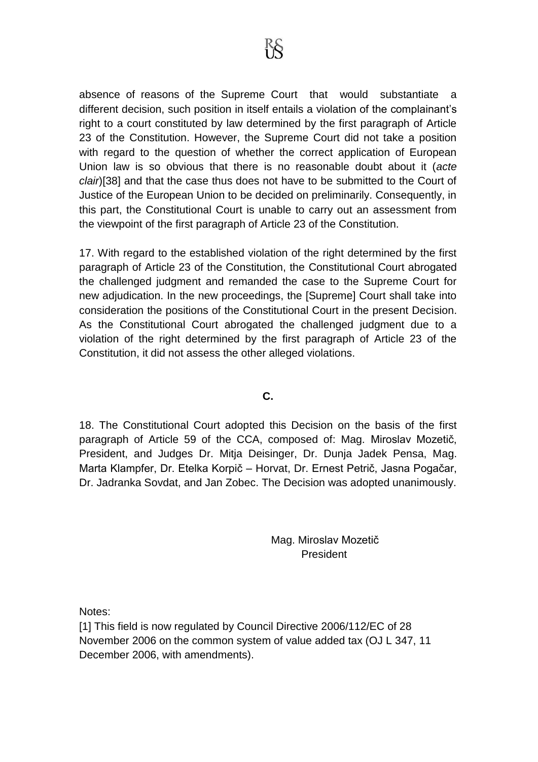absence of reasons of the Supreme Court that would substantiate a different decision, such position in itself entails a violation of the complainant's right to a court constituted by law determined by the first paragraph of Article 23 of the Constitution. However, the Supreme Court did not take a position with regard to the question of whether the correct application of European Union law is so obvious that there is no reasonable doubt about it (*acte clair*)[38] and that the case thus does not have to be submitted to the Court of Justice of the European Union to be decided on preliminarily. Consequently, in this part, the Constitutional Court is unable to carry out an assessment from the viewpoint of the first paragraph of Article 23 of the Constitution.

17. With regard to the established violation of the right determined by the first paragraph of Article 23 of the Constitution, the Constitutional Court abrogated the challenged judgment and remanded the case to the Supreme Court for new adjudication. In the new proceedings, the [Supreme] Court shall take into consideration the positions of the Constitutional Court in the present Decision. As the Constitutional Court abrogated the challenged judgment due to a violation of the right determined by the first paragraph of Article 23 of the Constitution, it did not assess the other alleged violations.

## C.

18. The Constitutional Court adopted this Decision on the basis of the first paragraph of Article 59 of the CCA, composed of: Mag. Miroslav Mozetič, President, and Judges Dr. Mitja Deisinger, Dr. Dunja Jadek Pensa, Mag. Marta Klampfer, Dr. Etelka Korpič – Horvat, Dr. Ernest Petrič, Jasna Pogačar, Dr. Jadranka Sovdat, and Jan Zobec. The Decision was adopted unanimously.

Mag. Miroslav Mozetič
President

Notes:

[1] This field is now regulated by Council Directive 2006/112/EC of 28 November 2006 on the common system of value added tax (OJ L 347, 11 December 2006, with amendments).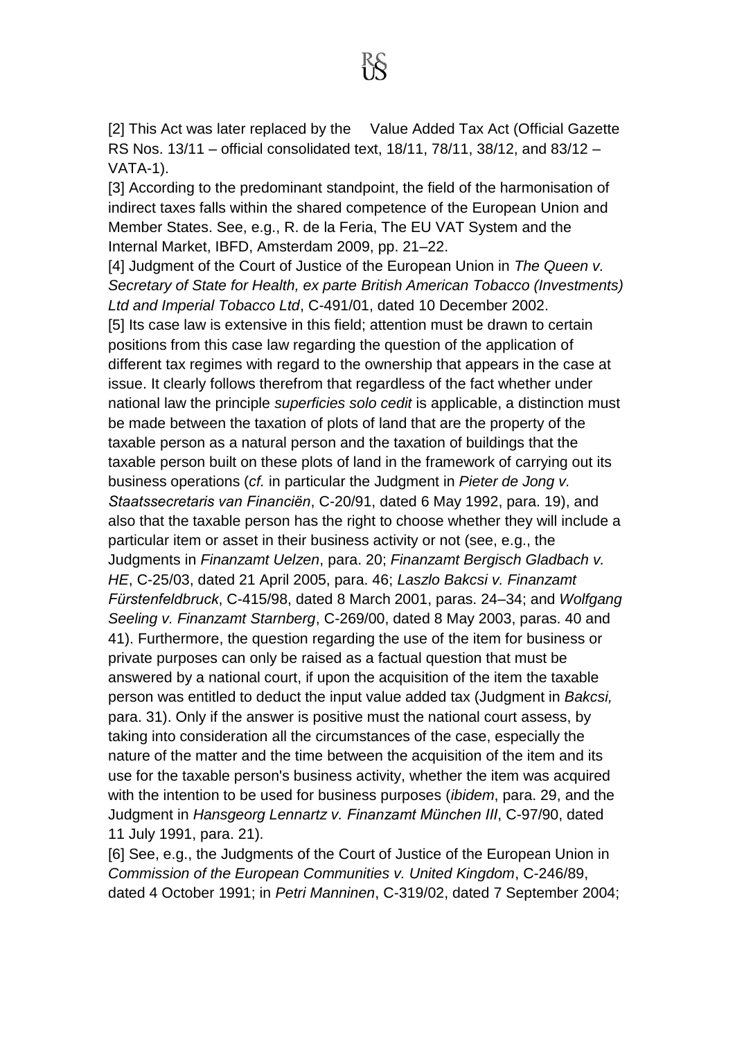[2] This Act was later replaced by the Value Added Tax Act (Official Gazette RS Nos. 13/11 – official consolidated text, 18/11, 78/11, 38/12, and 83/12 – VATA-1).

[3] According to the predominant standpoint, the field of the harmonisation of indirect taxes falls within the shared competence of the European Union and Member States. See, e.g., R. de la Feria, The EU VAT System and the Internal Market, IBFD, Amsterdam 2009, pp. 21–22.

[4] Judgment of the Court of Justice of the European Union in *The Queen v. Secretary of State for Health, ex parte British American Tobacco (Investments) Ltd and Imperial Tobacco Ltd*, C-491/01, dated 10 December 2002.

[5] Its case law is extensive in this field; attention must be drawn to certain positions from this case law regarding the question of the application of different tax regimes with regard to the ownership that appears in the case at issue. It clearly follows therefrom that regardless of the fact whether under national law the principle *superficies solo cedit* is applicable, a distinction must be made between the taxation of plots of land that are the property of the taxable person as a natural person and the taxation of buildings that the taxable person built on these plots of land in the framework of carrying out its business operations (*cf.* in particular the Judgment in *Pieter de Jong v. Staatssecretaris van Financiën*, C-20/91, dated 6 May 1992, para. 19), and also that the taxable person has the right to choose whether they will include a particular item or asset in their business activity or not (see, e.g., the Judgments in *Finanzamt Uelzen*, para. 20; *Finanzamt Bergisch Gladbach v. HE*, C-25/03, dated 21 April 2005, para. 46; *Laszlo Bakcsi v. Finanzamt Fürstenfeldbruck*, C-415/98, dated 8 March 2001, paras. 24–34; and *Wolfgang Seeling v. Finanzamt Starnberg*, C-269/00, dated 8 May 2003, paras. 40 and 41). Furthermore, the question regarding the use of the item for business or private purposes can only be raised as a factual question that must be answered by a national court, if upon the acquisition of the item the taxable person was entitled to deduct the input value added tax (Judgment in *Bakcsi,* para. 31). Only if the answer is positive must the national court assess, by taking into consideration all the circumstances of the case, especially the nature of the matter and the time between the acquisition of the item and its use for the taxable person's business activity, whether the item was acquired with the intention to be used for business purposes (*ibidem*, para. 29, and the Judgment in *Hansgeorg Lennartz v. Finanzamt München III*, C-97/90, dated 11 July 1991, para. 21).

[6] See, e.g., the Judgments of the Court of Justice of the European Union in *Commission of the European Communities v. United Kingdom*, C-246/89, dated 4 October 1991; in *Petri Manninen*, C-319/02, dated 7 September 2004;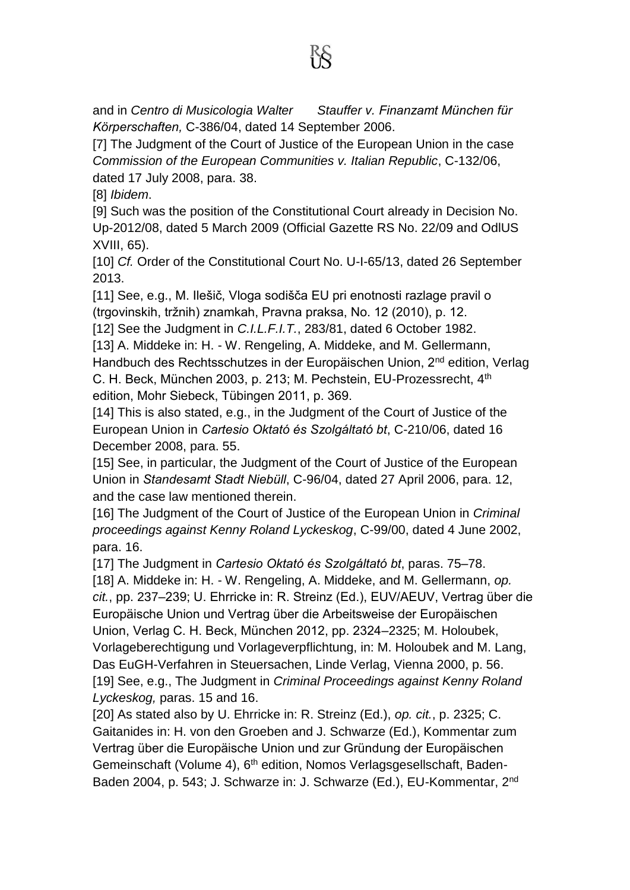and in *Centro di Musicologia Walter Stauffer v. Finanzamt München für Körperschaften,* C-386/04, dated 14 September 2006.

[7] The Judgment of the Court of Justice of the European Union in the case *Commission of the European Communities v. Italian Republic*, C-132/06, dated 17 July 2008, para. 38.

[8] *Ibidem*.

[9] Such was the position of the Constitutional Court already in Decision No. Up-2012/08, dated 5 March 2009 (Official Gazette RS No. 22/09 and OdlUS XVIII, 65).

[10] *Cf.* Order of the Constitutional Court No. U-I-65/13, dated 26 September 2013.

[11] See, e.g., M. Ilešič, Vloga sodišča EU pri enotnosti razlage pravil o (trgovinskih, tržnih) znamkah, Pravna praksa, No. 12 (2010), p. 12.

[12] See the Judgment in *C.I.L.F.I.T.*, 283/81, dated 6 October 1982.

[13] A. Middeke in: H. - W. Rengeling, A. Middeke, and M. Gellermann, Handbuch des Rechtsschutzes in der Europäischen Union, 2nd edition, Verlag C. H. Beck, München 2003, p. 213; M. Pechstein, EU-Prozessrecht, 4th edition, Mohr Siebeck, Tübingen 2011, p. 369.

[14] This is also stated, e.g., in the Judgment of the Court of Justice of the European Union in *Cartesio Oktató és Szolgáltató bt*, C-210/06, dated 16 December 2008, para. 55.

[15] See, in particular, the Judgment of the Court of Justice of the European Union in *Standesamt Stadt Niebüll*, C-96/04, dated 27 April 2006, para. 12, and the case law mentioned therein.

[16] The Judgment of the Court of Justice of the European Union in *Criminal proceedings against Kenny Roland Lyckeskog*, C-99/00, dated 4 June 2002, para. 16.

[17] The Judgment in *Cartesio Oktató és Szolgáltató bt*, paras. 75–78.

[18] A. Middeke in: H. - W. Rengeling, A. Middeke, and M. Gellermann, *op. cit.*, pp. 237–239; U. Ehrricke in: R. Streinz (Ed.), EUV/AEUV, Vertrag über die Europäische Union und Vertrag über die Arbeitsweise der Europäischen Union, Verlag C. H. Beck, München 2012, pp. 2324–2325; M. Holoubek, Vorlageberechtigung und Vorlageverpflichtung, in: M. Holoubek and M. Lang, Das EuGH-Verfahren in Steuersachen, Linde Verlag, Vienna 2000, p. 56.

[19] See, e.g., The Judgment in *Criminal Proceedings against Kenny Roland Lyckeskog,* paras. 15 and 16.

[20] As stated also by U. Ehrricke in: R. Streinz (Ed.), *op. cit.*, p. 2325; C. Gaitanides in: H. von den Groeben and J. Schwarze (Ed.), Kommentar zum Vertrag über die Europäische Union und zur Gründung der Europäischen Gemeinschaft (Volume 4), 6th edition, Nomos Verlagsgesellschaft, Baden-Baden 2004, p. 543; J. Schwarze in: J. Schwarze (Ed.), EU-Kommentar, 2nd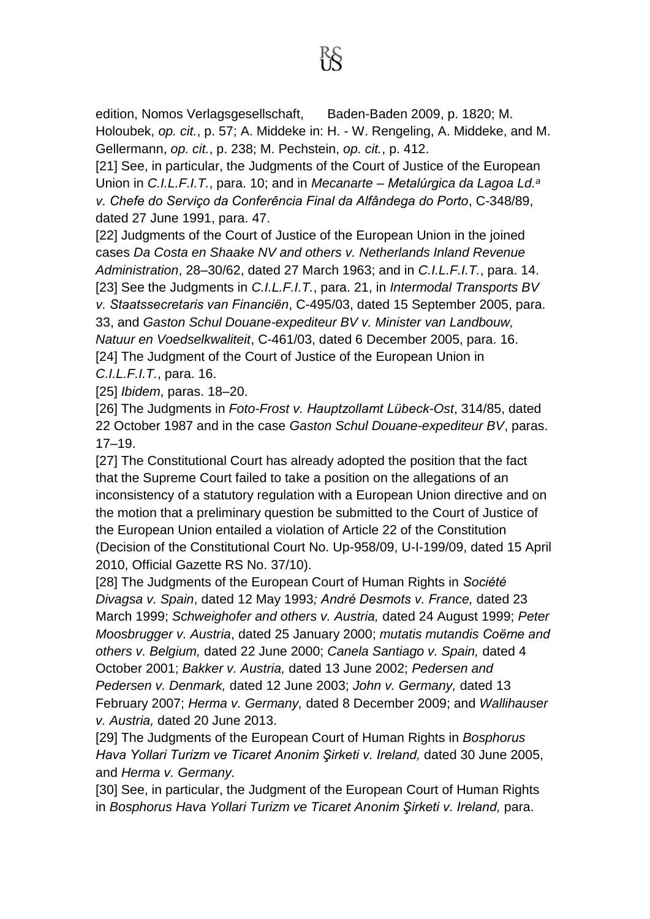edition, Nomos Verlagsgesellschaft, Baden-Baden 2009, p. 1820; M. Holoubek, *op. cit.*, p. 57; A. Middeke in: H. - W. Rengeling, A. Middeke, and M. Gellermann, *op. cit.*, p. 238; M. Pechstein, *op. cit.*, p. 412.

[21] See, in particular, the Judgments of the Court of Justice of the European Union in *C.I.L.F.I.T.*, para. 10; and in *Mecanarte – Metalúrgica da Lagoa Ld.ª v. Chefe do Serviço da Conferência Final da Alfândega do Porto*, C-348/89, dated 27 June 1991, para. 47.

[22] Judgments of the Court of Justice of the European Union in the joined cases *Da Costa en Shaake NV and others v. Netherlands Inland Revenue Administration*, 28–30/62, dated 27 March 1963; and in *C.I.L.F.I.T.*, para. 14.

[23] See the Judgments in *C.I.L.F.I.T.*, para. 21, in *Intermodal Transports BV v. Staatssecretaris van Financiën*, C-495/03, dated 15 September 2005, para. 33, and *Gaston Schul Douane-expediteur BV v. Minister van Landbouw, Natuur en Voedselkwaliteit*, C-461/03, dated 6 December 2005, para. 16.

[24] The Judgment of the Court of Justice of the European Union in *C.I.L.F.I.T.*, para. 16.

[25] *Ibidem*, paras. 18–20.

[26] The Judgments in *Foto-Frost v. Hauptzollamt Lübeck-Ost*, 314/85, dated 22 October 1987 and in the case *Gaston Schul Douane-expediteur BV*, paras. 17–19.

[27] The Constitutional Court has already adopted the position that the fact that the Supreme Court failed to take a position on the allegations of an inconsistency of a statutory regulation with a European Union directive and on the motion that a preliminary question be submitted to the Court of Justice of the European Union entailed a violation of Article 22 of the Constitution (Decision of the Constitutional Court No. Up-958/09, U-I-199/09, dated 15 April 2010, Official Gazette RS No. 37/10).

[28] The Judgments of the European Court of Human Rights in *Société Divagsa v. Spain*, dated 12 May 1993*; André Desmots v. France,* dated 23 March 1999; *Schweighofer and others v. Austria,* dated 24 August 1999; *Peter Moosbrugger v. Austria*, dated 25 January 2000; *mutatis mutandis Coëme and others v. Belgium,* dated 22 June 2000; *Canela Santiago v. Spain,* dated 4 October 2001; *Bakker v. Austria,* dated 13 June 2002; *Pedersen and Pedersen v. Denmark,* dated 12 June 2003; *John v. Germany,* dated 13 February 2007; *Herma v. Germany,* dated 8 December 2009; and *Wallihauser v. Austria,* dated 20 June 2013.

[29] The Judgments of the European Court of Human Rights in *Bosphorus Hava Yollari Turizm ve Ticaret Anonim Şirketi v. Ireland,* dated 30 June 2005, and *Herma v. Germany.*

[30] See, in particular, the Judgment of the European Court of Human Rights in *Bosphorus Hava Yollari Turizm ve Ticaret Anonim Şirketi v. Ireland,* para.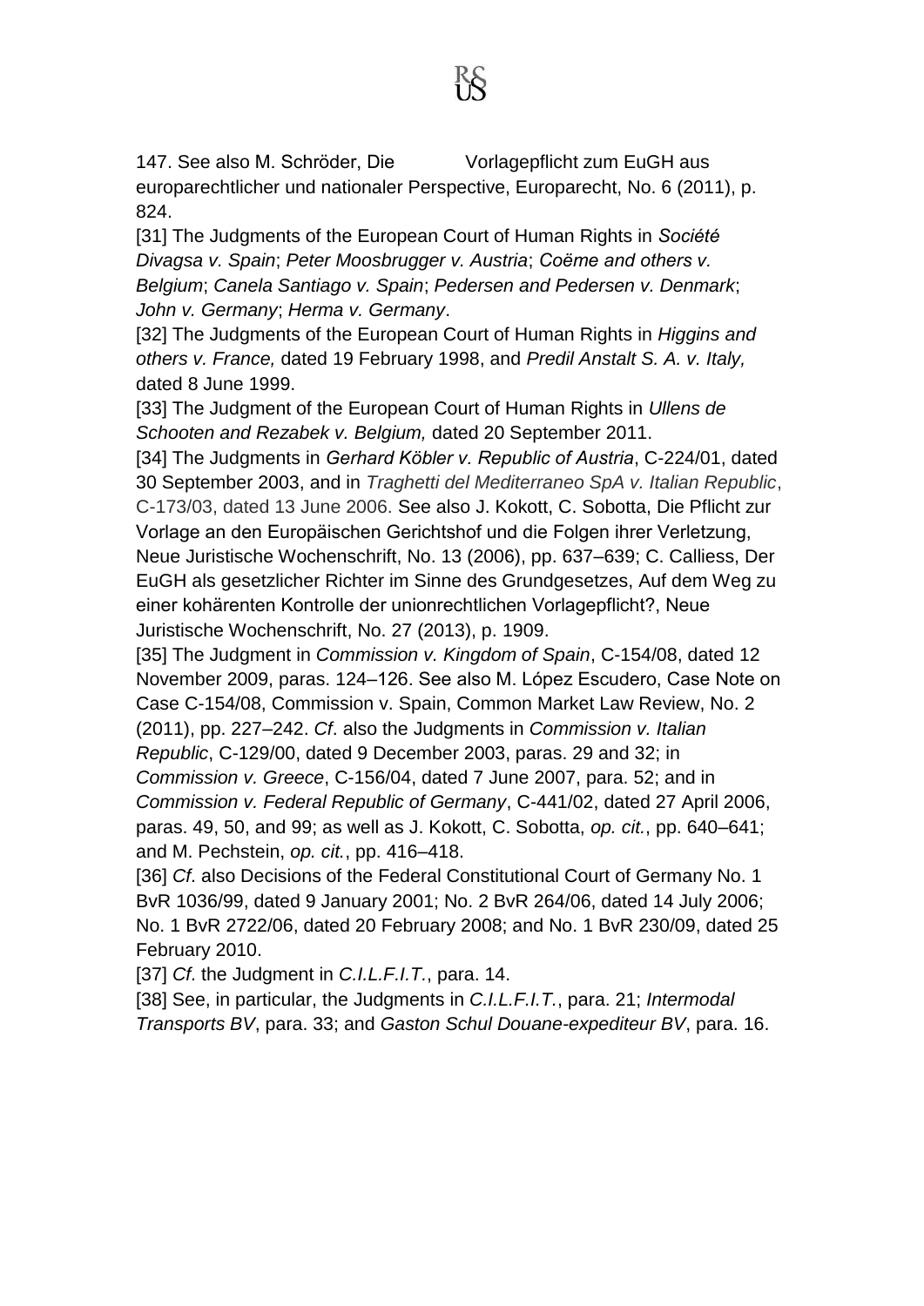147. See also M. Schröder, Die Vorlagepflicht zum EuGH aus europarechtlicher und nationaler Perspective, Europarecht, No. 6 (2011), p. 824.

[31] The Judgments of the European Court of Human Rights in *Société Divagsa v. Spain*; *Peter Moosbrugger v. Austria*; *Coëme and others v. Belgium*; *Canela Santiago v. Spain*; *Pedersen and Pedersen v. Denmark*; *John v. Germany*; *Herma v. Germany*.

[32] The Judgments of the European Court of Human Rights in *Higgins and others v. France,* dated 19 February 1998, and *Predil Anstalt S. A. v. Italy,* dated 8 June 1999.

[33] The Judgment of the European Court of Human Rights in *Ullens de Schooten and Rezabek v. Belgium,* dated 20 September 2011.

[34] The Judgments in *Gerhard Köbler v. Republic of Austria*, C-224/01, dated 30 September 2003, and in *Traghetti del Mediterraneo SpA v. Italian Republic*, C-173/03, dated 13 June 2006. See also J. Kokott, C. Sobotta, Die Pflicht zur Vorlage an den Europäischen Gerichtshof und die Folgen ihrer Verletzung, Neue Juristische Wochenschrift, No. 13 (2006), pp. 637–639; C. Calliess, Der EuGH als gesetzlicher Richter im Sinne des Grundgesetzes, Auf dem Weg zu einer kohärenten Kontrolle der unionrechtlichen Vorlagepflicht?, Neue Juristische Wochenschrift, No. 27 (2013), p. 1909.

[35] The Judgment in *Commission v. Kingdom of Spain*, C-154/08, dated 12 November 2009, paras. 124–126. See also M. López Escudero, Case Note on Case C-154/08, Commission v. Spain, Common Market Law Review, No. 2 (2011), pp. 227–242. *Cf*. also the Judgments in *Commission v. Italian Republic*, C-129/00, dated 9 December 2003, paras. 29 and 32; in *Commission v. Greece*, C-156/04, dated 7 June 2007, para. 52; and in *Commission v. Federal Republic of Germany*, C-441/02, dated 27 April 2006, paras. 49, 50, and 99; as well as J. Kokott, C. Sobotta, *op. cit.*, pp. 640–641; and M. Pechstein, *op. cit.*, pp. 416–418.

[36] *Cf*. also Decisions of the Federal Constitutional Court of Germany No. 1 BvR 1036/99, dated 9 January 2001; No. 2 BvR 264/06, dated 14 July 2006; No. 1 BvR 2722/06, dated 20 February 2008; and No. 1 BvR 230/09, dated 25 February 2010.

[37] *Cf*. the Judgment in *C.I.L.F.I.T.*, para. 14.

[38] See, in particular, the Judgments in *C.I.L.F.I.T.*, para. 21; *Intermodal Transports BV*, para. 33; and *Gaston Schul Douane-expediteur BV*, para. 16.